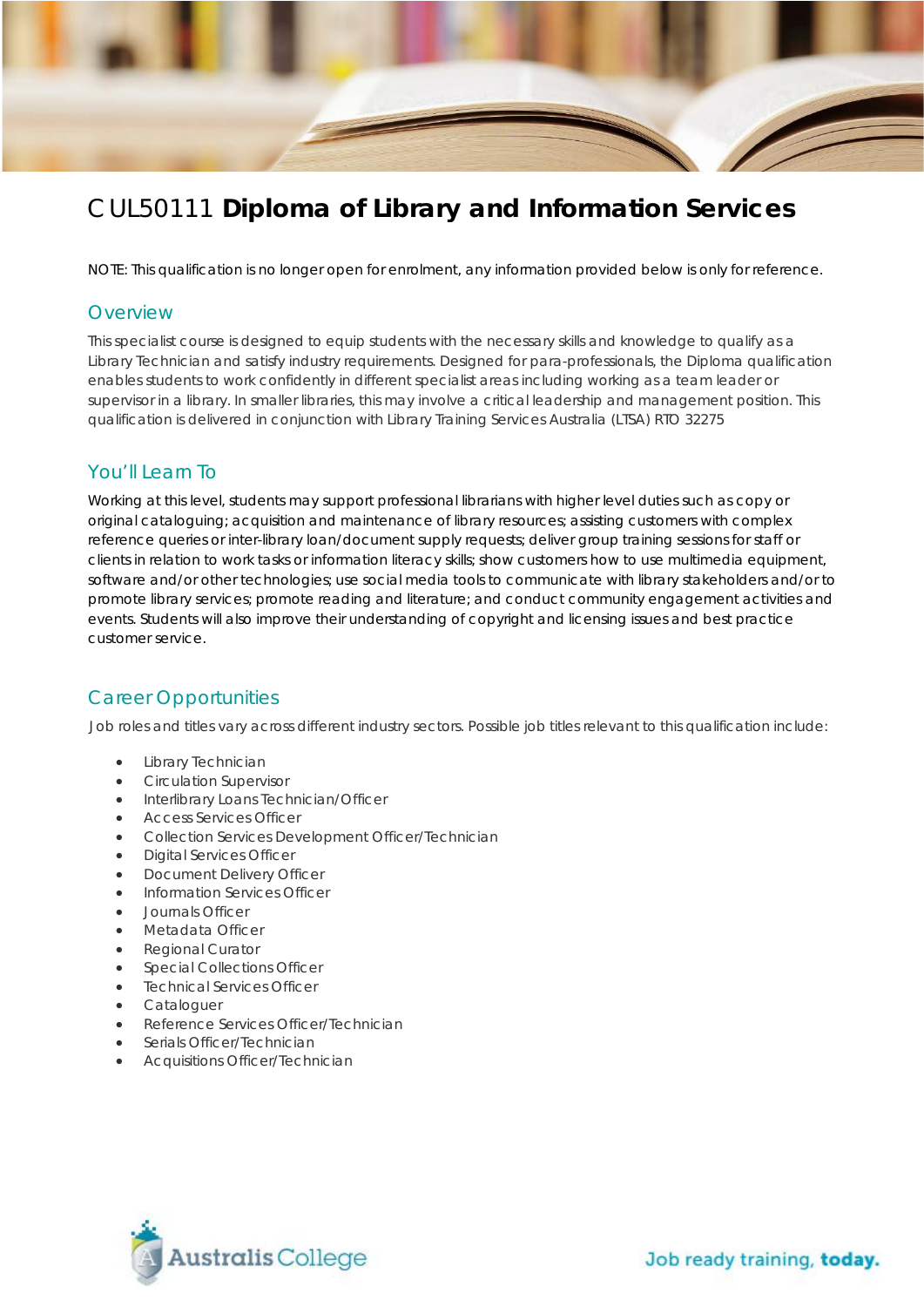# CUL50111 **Diploma of Library and Information Services**

NOTE: This qualification is no longer open for enrolment, any information provided below is only for reference.

## Overview

This specialist course is designed to equip students with the necessary skills and knowledge to qualify as a Library Technician and satisfy industry requirements. Designed for para-professionals, the Diploma qualification enables students to work confidently in different specialist areas including working as a team leader or supervisor in a library. In smaller libraries, this may involve a critical leadership and management position. This qualification is delivered in conjunction with Library Training Services Australia (LTSA) RTO 32275

## You'll Learn To

Working at this level, students may support professional librarians with higher level duties such as copy or original cataloguing; acquisition and maintenance of library resources; assisting customers with complex reference queries or inter-library loan/document supply requests; deliver group training sessions for staff or clients in relation to work tasks or information literacy skills; show customers how to use multimedia equipment, software and/or other technologies; use social media tools to communicate with library stakeholders and/or to promote library services; promote reading and literature; and conduct community engagement activities and events. Students will also improve their understanding of copyright and licensing issues and best practice customer service.

## Career Opportunities

Job roles and titles vary across different industry sectors. Possible job titles relevant to this qualification include:

- Library Technician
- Circulation Supervisor
- Interlibrary Loans Technician/Officer
- Access Services Officer
- Collection Services Development Officer/Technician
- Digital Services Officer
- Document Delivery Officer
- Information Services Officer
- Journals Officer
- Metadata Officer
- Regional Curator
- Special Collections Officer
- Technical Services Officer
- Cataloguer
- Reference Services Officer/Technician
- Serials Officer/Technician
- Acquisitions Officer/Technician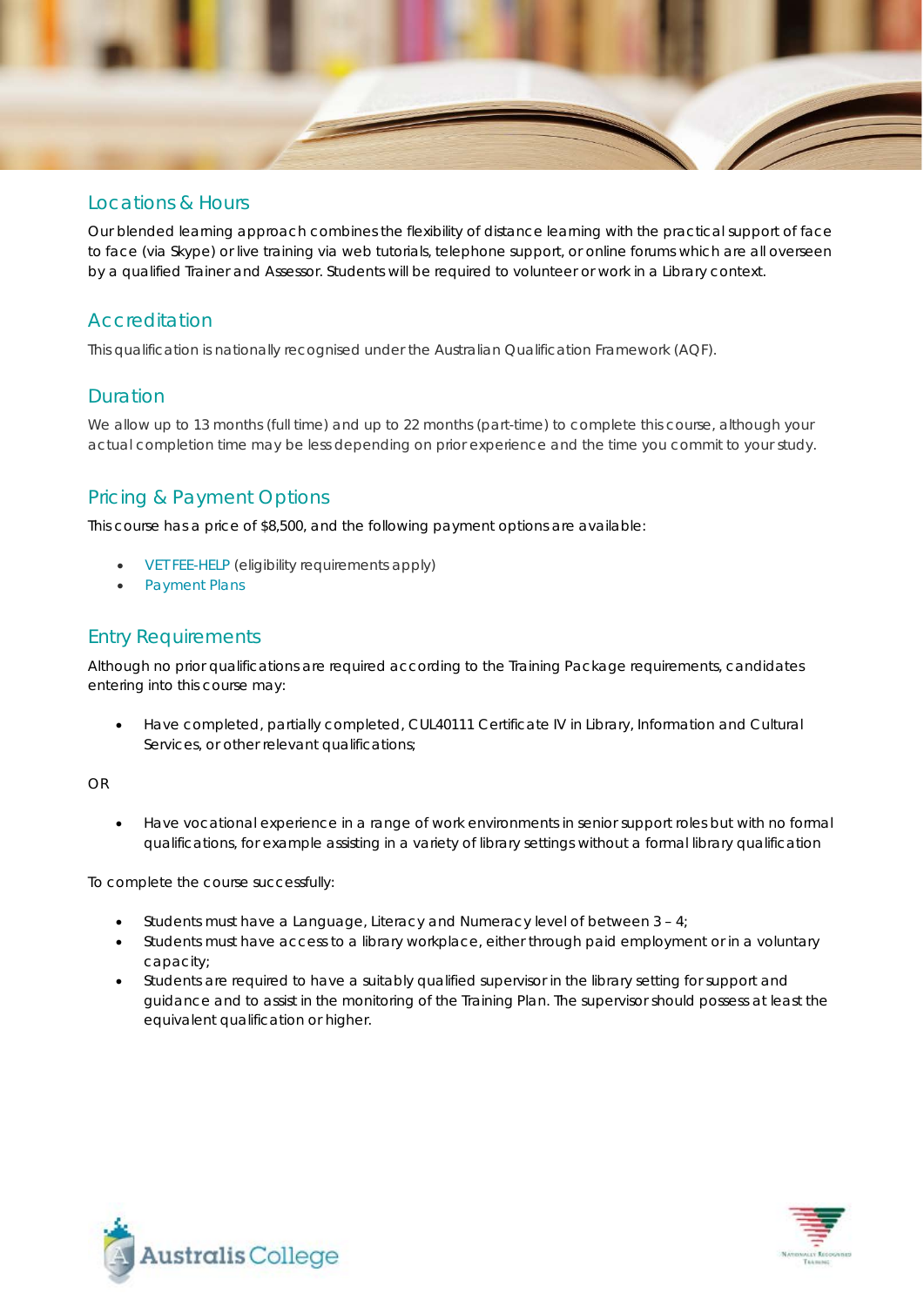## Locations & Hours

Our blended learning approach combines the flexibility of distance learning with the practical support of face to face (via Skype) or live training via web tutorials, telephone support, or online forums which are all overseen by a qualified Trainer and Assessor. Students will be required to volunteer or work in a Library context.

## Accreditation

This qualification is nationally recognised under the Australian Qualification Framework (AQF).

## Duration

We allow up to 13 months (full time) and up to 22 months (part-time) to complete this course, although your actual completion time may be less depending on prior experience and the time you commit to your study.

## Pricing & Payment Options

This course has a price of $8,500, and the following payment options are available:

- VET FEE-HELP (eligibility requirements apply)
- Payment Plans

## Entry Requirements

Although no prior qualifications are required according to the Training Package requirements, candidates entering into this course may:

- Have completed, partially completed, CUL40111 Certificate IV in Library, Information and Cultural Services, or other relevant qualifications;

OR

- Have vocational experience in a range of work environments in senior support roles but with no formal qualifications, for example assisting in a variety of library settings without a formal library qualification

To complete the course successfully:

- Students must have a Language, Literacy and Numeracy level of between 3 – 4;
- Students must have access to a library workplace, either through paid employment or in a voluntary capacity;
- Students are required to have a suitably qualified supervisor in the library setting for support and guidance and to assist in the monitoring of the Training Plan. The supervisor should possess at least the equivalent qualification or higher.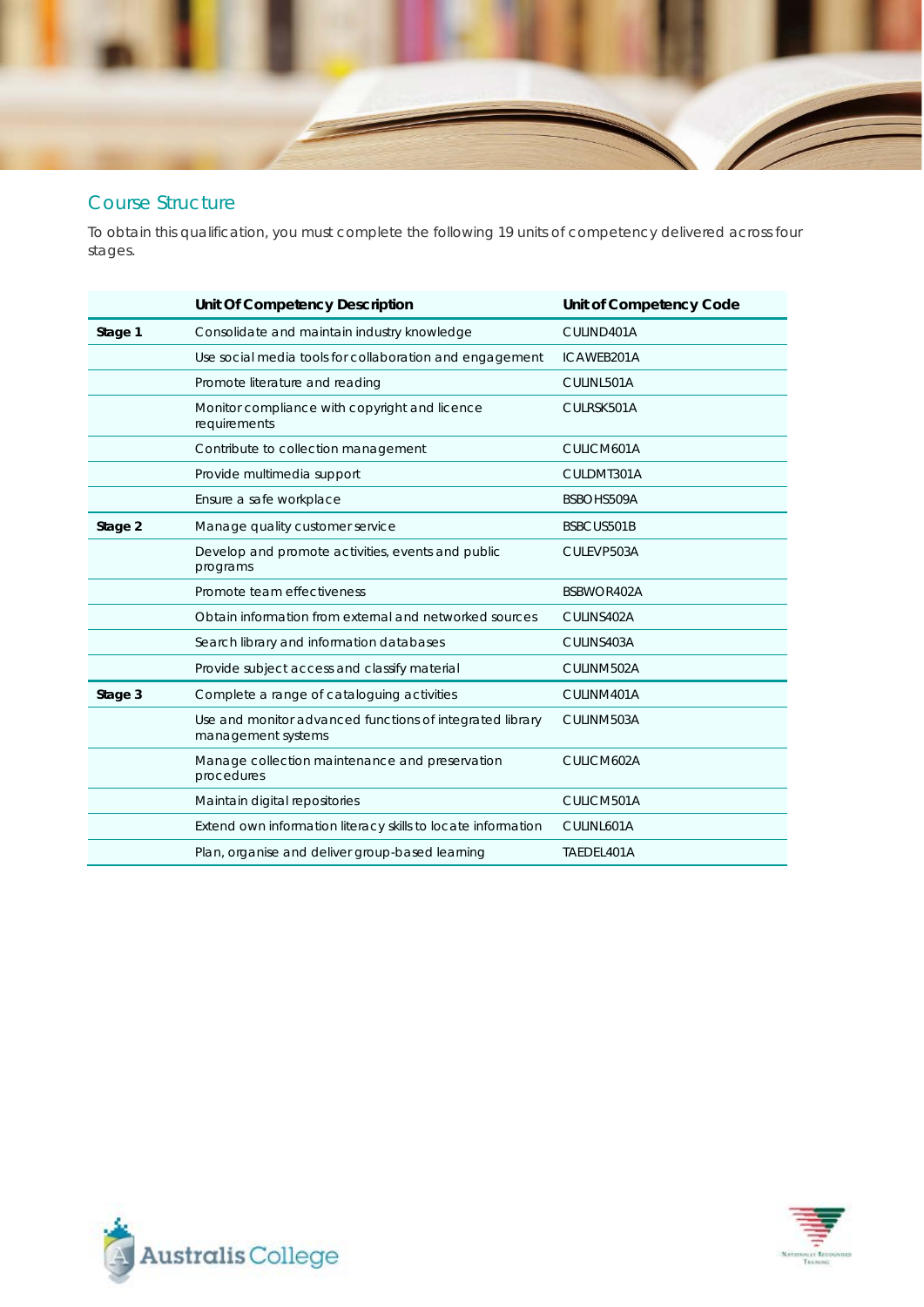## Course Structure

To obtain this qualification, you must complete the following 19 units of competency delivered across four stages.

| | Unit Of Competency Description | Unit of Competency Code |
|---|---|---|
| **Stage 1** | Consolidate and maintain industry knowledge | CULIND401A |
| | Use social media tools for collaboration and engagement | ICAWEB201A |
| | Promote literature and reading | CULINL501A |
| | Monitor compliance with copyright and licence requirements | CULRSK501A |
| | Contribute to collection management | CULCM601A |
| | Provide multimedia support | CULDMT301A |
| | Ensure a safe workplace | BSBOHS509A |
| **Stage 2** | Manage quality customer service | BSBCUS501B |
| | Develop and promote activities, events and public programs | CULEVP503A |
| | Promote team effectiveness | BSBWOR402A |
| | Obtain information from external and networked sources | CULINS402A |
| | Search library and information databases | CULINS403A |
| | Provide subject access and classify material | CULINM502A |
| **Stage 3** | Complete a range of cataloguing activities | CULINM401A |
| | Use and monitor advanced functions of integrated library management systems | CULINM503A |
| | Manage collection maintenance and preservation procedures | CULICM602A |
| | Maintain digital repositories | CULICM501A |
| | Extend own information literacy skills to locate information | CULINL601A |
| | Plan, organise and deliver group-based learning | TAEDEL401A |

Australis College

Nationally Recognised Training